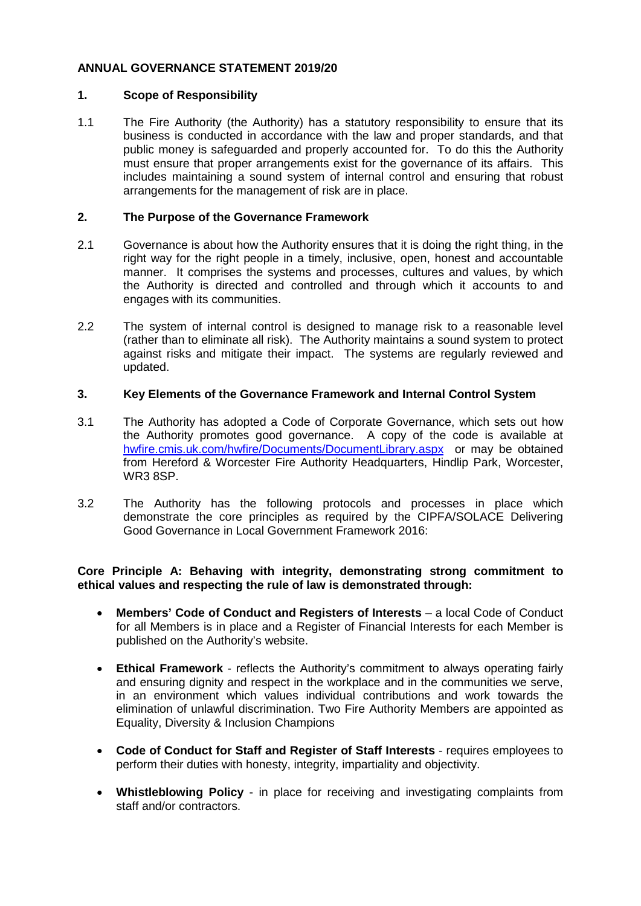# ANNUAL GOVERNANCE STATEMENT 2019/20

## 1. Scope of Responsibility

1.1 The Fire Authority (the Authority) has a statutory responsibility to ensure that its business is conducted in accordance with the law and proper standards, and that public money is safeguarded and properly accounted for. To do this the Authority must ensure that proper arrangements exist for the governance of its affairs. This includes maintaining a sound system of internal control and ensuring that robust arrangements for the management of risk are in place.

## 2. The Purpose of the Governance Framework

2.1 Governance is about how the Authority ensures that it is doing the right thing, in the right way for the right people in a timely, inclusive, open, honest and accountable manner. It comprises the systems and processes, cultures and values, by which the Authority is directed and controlled and through which it accounts to and engages with its communities.

2.2 The system of internal control is designed to manage risk to a reasonable level (rather than to eliminate all risk). The Authority maintains a sound system to protect against risks and mitigate their impact. The systems are regularly reviewed and updated.

## 3. Key Elements of the Governance Framework and Internal Control System

3.1 The Authority has adopted a Code of Corporate Governance, which sets out how the Authority promotes good governance. A copy of the code is available at [hwfire.cmis.uk.com/hwfire/Documents/DocumentLibrary.aspx](hwfire.cmis.uk.com/hwfire/Documents/DocumentLibrary.aspx) or may be obtained from Hereford & Worcester Fire Authority Headquarters, Hindlip Park, Worcester, WR3 8SP.

3.2 The Authority has the following protocols and processes in place which demonstrate the core principles as required by the CIPFA/SOLACE Delivering Good Governance in Local Government Framework 2016:

**Core Principle A: Behaving with integrity, demonstrating strong commitment to ethical values and respecting the rule of law is demonstrated through:**

- **Members' Code of Conduct and Registers of Interests** – a local Code of Conduct for all Members is in place and a Register of Financial Interests for each Member is published on the Authority's website.
- **Ethical Framework** - reflects the Authority's commitment to always operating fairly and ensuring dignity and respect in the workplace and in the communities we serve, in an environment which values individual contributions and work towards the elimination of unlawful discrimination. Two Fire Authority Members are appointed as Equality, Diversity & Inclusion Champions
- **Code of Conduct for Staff and Register of Staff Interests** - requires employees to perform their duties with honesty, integrity, impartiality and objectivity.
- **Whistleblowing Policy** - in place for receiving and investigating complaints from staff and/or contractors.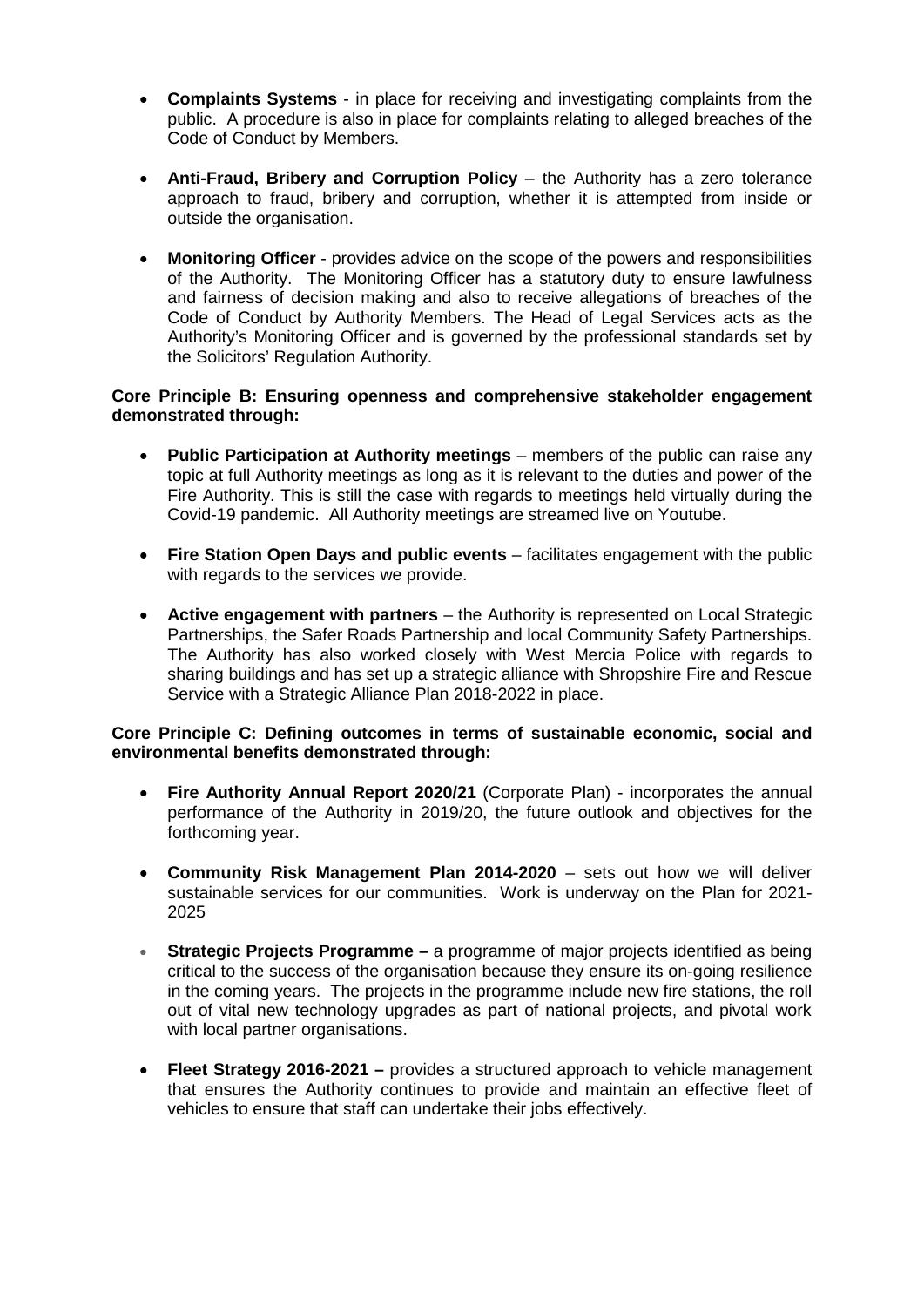- **Complaints Systems** - in place for receiving and investigating complaints from the public. A procedure is also in place for complaints relating to alleged breaches of the Code of Conduct by Members.

- **Anti-Fraud, Bribery and Corruption Policy** – the Authority has a zero tolerance approach to fraud, bribery and corruption, whether it is attempted from inside or outside the organisation.

- **Monitoring Officer** - provides advice on the scope of the powers and responsibilities of the Authority. The Monitoring Officer has a statutory duty to ensure lawfulness and fairness of decision making and also to receive allegations of breaches of the Code of Conduct by Authority Members. The Head of Legal Services acts as the Authority's Monitoring Officer and is governed by the professional standards set by the Solicitors' Regulation Authority.

**Core Principle B: Ensuring openness and comprehensive stakeholder engagement demonstrated through:**

- **Public Participation at Authority meetings** – members of the public can raise any topic at full Authority meetings as long as it is relevant to the duties and power of the Fire Authority. This is still the case with regards to meetings held virtually during the Covid-19 pandemic. All Authority meetings are streamed live on Youtube.

- **Fire Station Open Days and public events** – facilitates engagement with the public with regards to the services we provide.

- **Active engagement with partners** – the Authority is represented on Local Strategic Partnerships, the Safer Roads Partnership and local Community Safety Partnerships. The Authority has also worked closely with West Mercia Police with regards to sharing buildings and has set up a strategic alliance with Shropshire Fire and Rescue Service with a Strategic Alliance Plan 2018-2022 in place.

**Core Principle C: Defining outcomes in terms of sustainable economic, social and environmental benefits demonstrated through:**

- **Fire Authority Annual Report 2020/21** (Corporate Plan) - incorporates the annual performance of the Authority in 2019/20, the future outlook and objectives for the forthcoming year.

- **Community Risk Management Plan 2014-2020** – sets out how we will deliver sustainable services for our communities. Work is underway on the Plan for 2021-2025

- **Strategic Projects Programme –** a programme of major projects identified as being critical to the success of the organisation because they ensure its on-going resilience in the coming years. The projects in the programme include new fire stations, the roll out of vital new technology upgrades as part of national projects, and pivotal work with local partner organisations.

- **Fleet Strategy 2016-2021 –** provides a structured approach to vehicle management that ensures the Authority continues to provide and maintain an effective fleet of vehicles to ensure that staff can undertake their jobs effectively.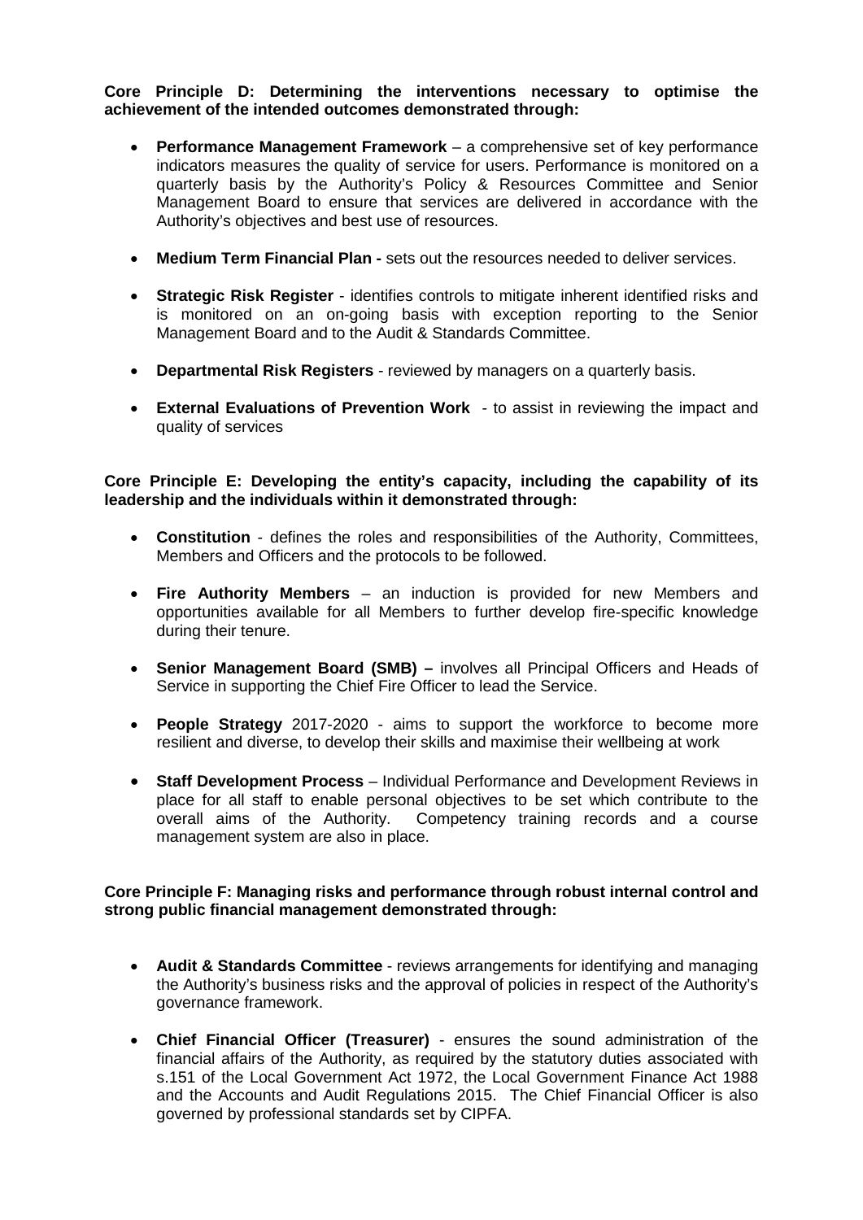**Core Principle D: Determining the interventions necessary to optimise the achievement of the intended outcomes demonstrated through:**

- **Performance Management Framework** – a comprehensive set of key performance indicators measures the quality of service for users. Performance is monitored on a quarterly basis by the Authority's Policy & Resources Committee and Senior Management Board to ensure that services are delivered in accordance with the Authority's objectives and best use of resources.

- **Medium Term Financial Plan -** sets out the resources needed to deliver services.

- **Strategic Risk Register** - identifies controls to mitigate inherent identified risks and is monitored on an on-going basis with exception reporting to the Senior Management Board and to the Audit & Standards Committee.

- **Departmental Risk Registers** - reviewed by managers on a quarterly basis.

- **External Evaluations of Prevention Work** - to assist in reviewing the impact and quality of services

**Core Principle E: Developing the entity's capacity, including the capability of its leadership and the individuals within it demonstrated through:**

- **Constitution** - defines the roles and responsibilities of the Authority, Committees, Members and Officers and the protocols to be followed.

- **Fire Authority Members** – an induction is provided for new Members and opportunities available for all Members to further develop fire-specific knowledge during their tenure.

- **Senior Management Board (SMB) –** involves all Principal Officers and Heads of Service in supporting the Chief Fire Officer to lead the Service.

- **People Strategy** 2017-2020 - aims to support the workforce to become more resilient and diverse, to develop their skills and maximise their wellbeing at work

- **Staff Development Process** – Individual Performance and Development Reviews in place for all staff to enable personal objectives to be set which contribute to the overall aims of the Authority. Competency training records and a course management system are also in place.

**Core Principle F: Managing risks and performance through robust internal control and strong public financial management demonstrated through:**

- **Audit & Standards Committee** - reviews arrangements for identifying and managing the Authority's business risks and the approval of policies in respect of the Authority's governance framework.

- **Chief Financial Officer (Treasurer)** - ensures the sound administration of the financial affairs of the Authority, as required by the statutory duties associated with s.151 of the Local Government Act 1972, the Local Government Finance Act 1988 and the Accounts and Audit Regulations 2015. The Chief Financial Officer is also governed by professional standards set by CIPFA.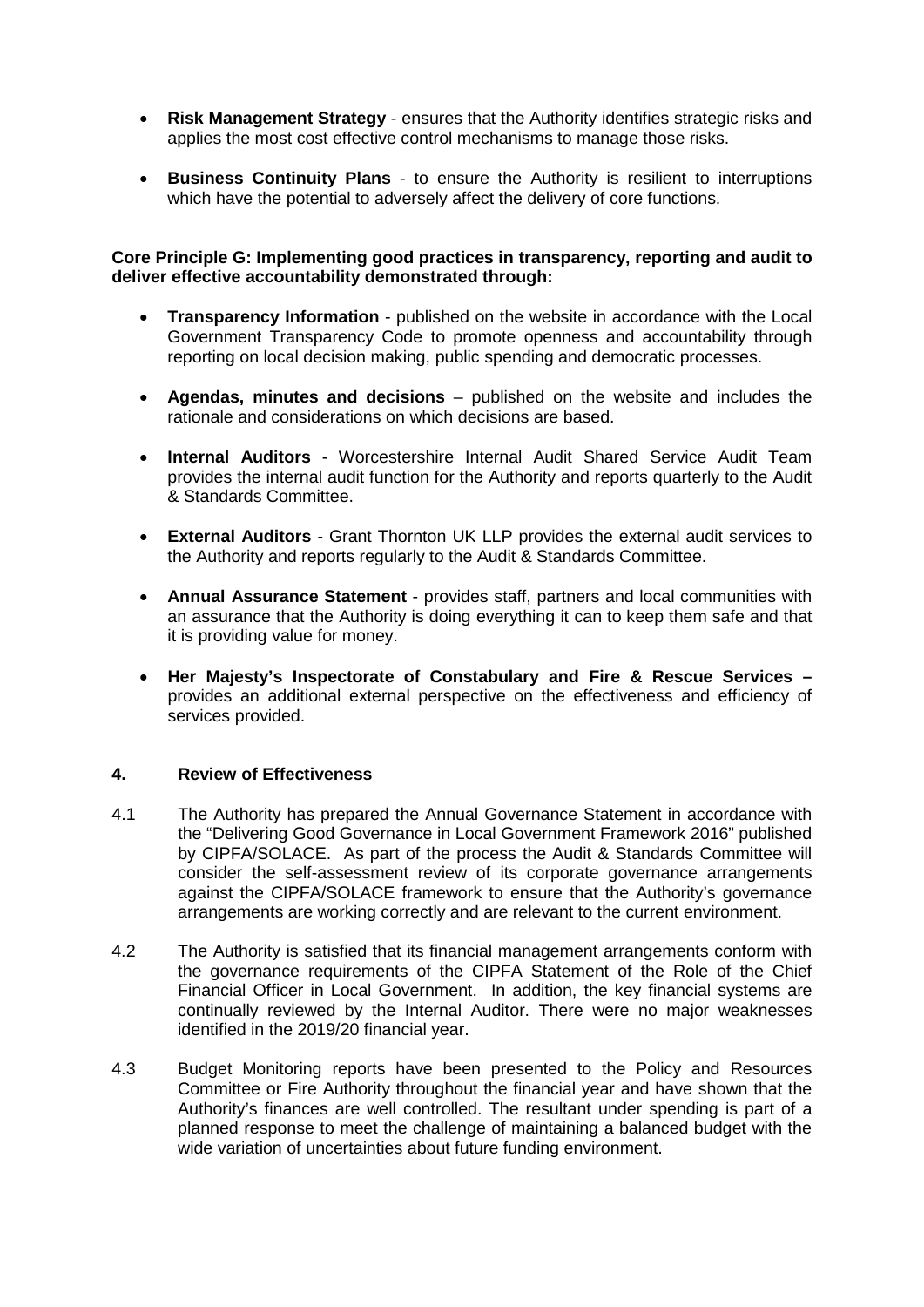- **Risk Management Strategy** - ensures that the Authority identifies strategic risks and applies the most cost effective control mechanisms to manage those risks.

- **Business Continuity Plans** - to ensure the Authority is resilient to interruptions which have the potential to adversely affect the delivery of core functions.

**Core Principle G: Implementing good practices in transparency, reporting and audit to deliver effective accountability demonstrated through:**

- **Transparency Information** - published on the website in accordance with the Local Government Transparency Code to promote openness and accountability through reporting on local decision making, public spending and democratic processes.

- **Agendas, minutes and decisions** – published on the website and includes the rationale and considerations on which decisions are based.

- **Internal Auditors** - Worcestershire Internal Audit Shared Service Audit Team provides the internal audit function for the Authority and reports quarterly to the Audit & Standards Committee.

- **External Auditors** - Grant Thornton UK LLP provides the external audit services to the Authority and reports regularly to the Audit & Standards Committee.

- **Annual Assurance Statement** - provides staff, partners and local communities with an assurance that the Authority is doing everything it can to keep them safe and that it is providing value for money.

- **Her Majesty's Inspectorate of Constabulary and Fire & Rescue Services –** provides an additional external perspective on the effectiveness and efficiency of services provided.

## 4. Review of Effectiveness

4.1 The Authority has prepared the Annual Governance Statement in accordance with the "Delivering Good Governance in Local Government Framework 2016" published by CIPFA/SOLACE. As part of the process the Audit & Standards Committee will consider the self-assessment review of its corporate governance arrangements against the CIPFA/SOLACE framework to ensure that the Authority's governance arrangements are working correctly and are relevant to the current environment.

4.2 The Authority is satisfied that its financial management arrangements conform with the governance requirements of the CIPFA Statement of the Role of the Chief Financial Officer in Local Government. In addition, the key financial systems are continually reviewed by the Internal Auditor. There were no major weaknesses identified in the 2019/20 financial year.

4.3 Budget Monitoring reports have been presented to the Policy and Resources Committee or Fire Authority throughout the financial year and have shown that the Authority's finances are well controlled. The resultant under spending is part of a planned response to meet the challenge of maintaining a balanced budget with the wide variation of uncertainties about future funding environment.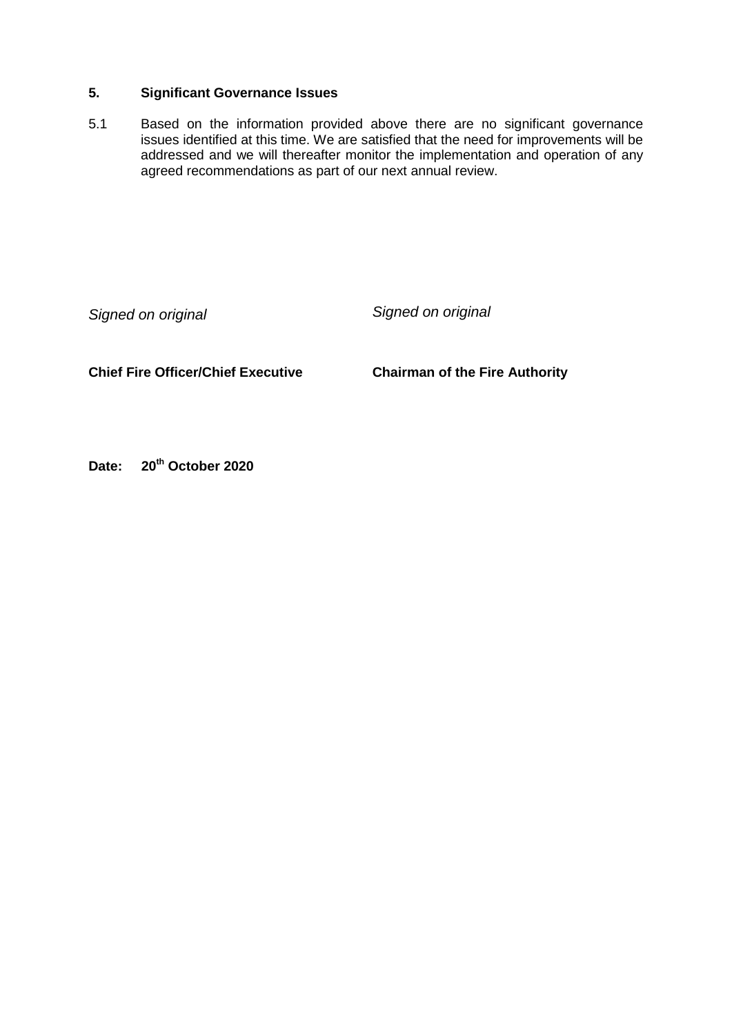## 5. Significant Governance Issues

5.1 Based on the information provided above there are no significant governance issues identified at this time. We are satisfied that the need for improvements will be addressed and we will thereafter monitor the implementation and operation of any agreed recommendations as part of our next annual review.

| | |
|---|---|
| *Signed on original* | *Signed on original* |
| **Chief Fire Officer/Chief Executive** | **Chairman of the Fire Authority** |

**Date: 20th October 2020**